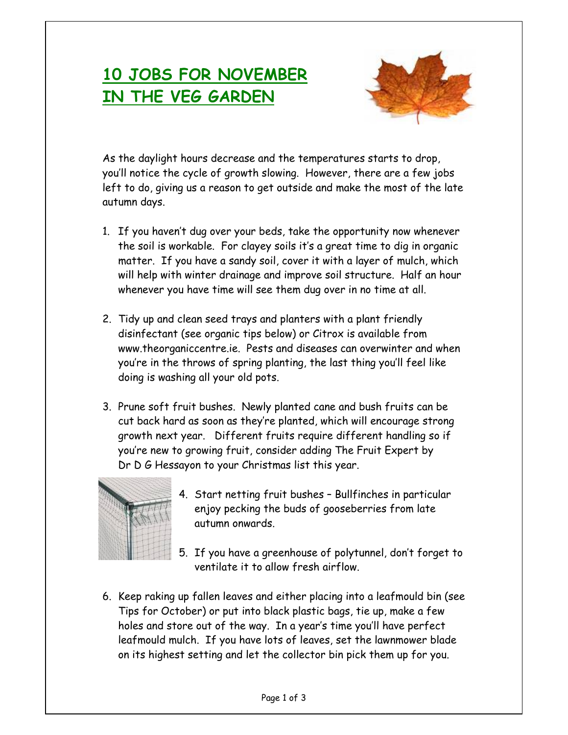# 10 JOBS FOR NOVEMBER IN THE VEG GARDEN

As the daylight hours decrease and the temperatures starts to drop, you'll notice the cycle of growth slowing. However, there are a few jobs left to do, giving us a reason to get outside and make the most of the late autumn days.

1. If you haven't dug over your beds, take the opportunity now whenever the soil is workable. For clayey soils it's a great time to dig in organic matter. If you have a sandy soil, cover it with a layer of mulch, which will help with winter drainage and improve soil structure. Half an hour whenever you have time will see them dug over in no time at all.

2. Tidy up and clean seed trays and planters with a plant friendly disinfectant (see organic tips below) or Citrox is available from www.theorganiccentre.ie. Pests and diseases can overwinter and when you're in the throws of spring planting, the last thing you'll feel like doing is washing all your old pots.

3. Prune soft fruit bushes. Newly planted cane and bush fruits can be cut back hard as soon as they're planted, which will encourage strong growth next year. Different fruits require different handling so if you're new to growing fruit, consider adding The Fruit Expert by Dr D G Hessayon to your Christmas list this year.

4. Start netting fruit bushes – Bullfinches in particular enjoy pecking the buds of gooseberries from late autumn onwards.

5. If you have a greenhouse of polytunnel, don't forget to ventilate it to allow fresh airflow.

6. Keep raking up fallen leaves and either placing into a leafmould bin (see Tips for October) or put into black plastic bags, tie up, make a few holes and store out of the way. In a year's time you'll have perfect leafmould mulch. If you have lots of leaves, set the lawnmower blade on its highest setting and let the collector bin pick them up for you.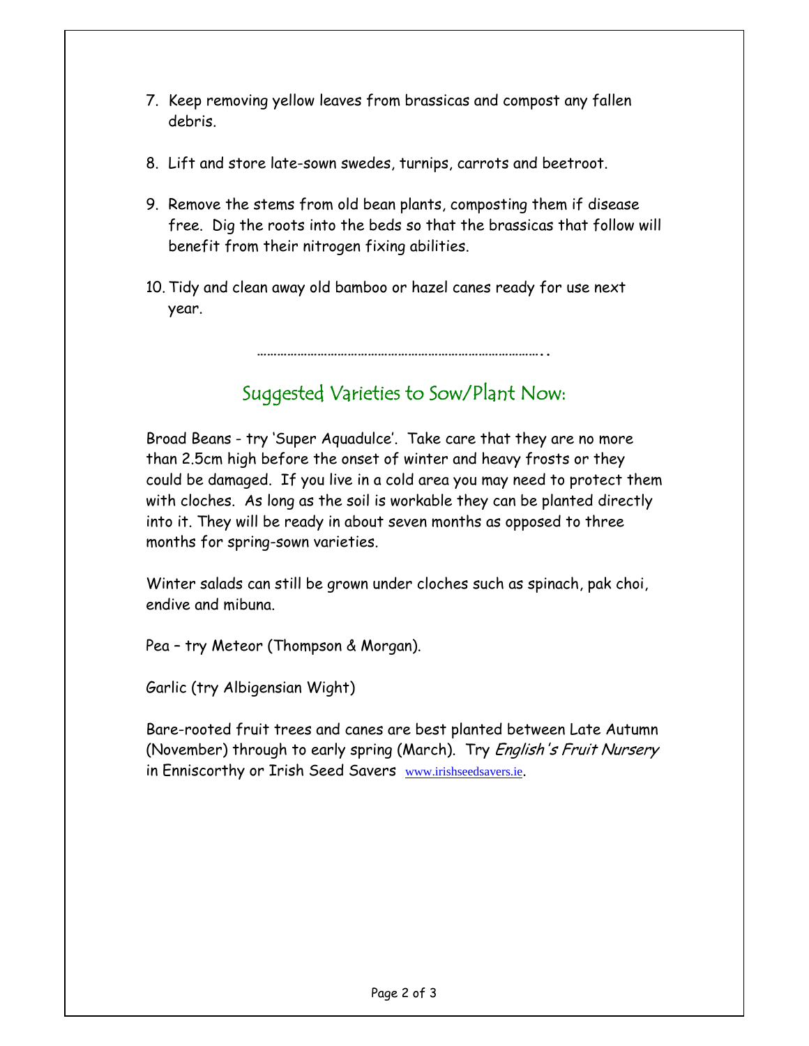7. Keep removing yellow leaves from brassicas and compost any fallen debris.

8. Lift and store late-sown swedes, turnips, carrots and beetroot.

9. Remove the stems from old bean plants, composting them if disease free. Dig the roots into the beds so that the brassicas that follow will benefit from their nitrogen fixing abilities.

10. Tidy and clean away old bamboo or hazel canes ready for use next year.

…………………………………………………………………………..

## Suggested Varieties to Sow/Plant Now:

Broad Beans - try 'Super Aquadulce'. Take care that they are no more than 2.5cm high before the onset of winter and heavy frosts or they could be damaged. If you live in a cold area you may need to protect them with cloches. As long as the soil is workable they can be planted directly into it. They will be ready in about seven months as opposed to three months for spring-sown varieties.

Winter salads can still be grown under cloches such as spinach, pak choi, endive and mibuna.

Pea – try Meteor (Thompson & Morgan).

Garlic (try Albigensian Wight)

Bare-rooted fruit trees and canes are best planted between Late Autumn (November) through to early spring (March). Try *English's Fruit Nursery* in Enniscorthy or Irish Seed Savers www.irishseedsavers.ie.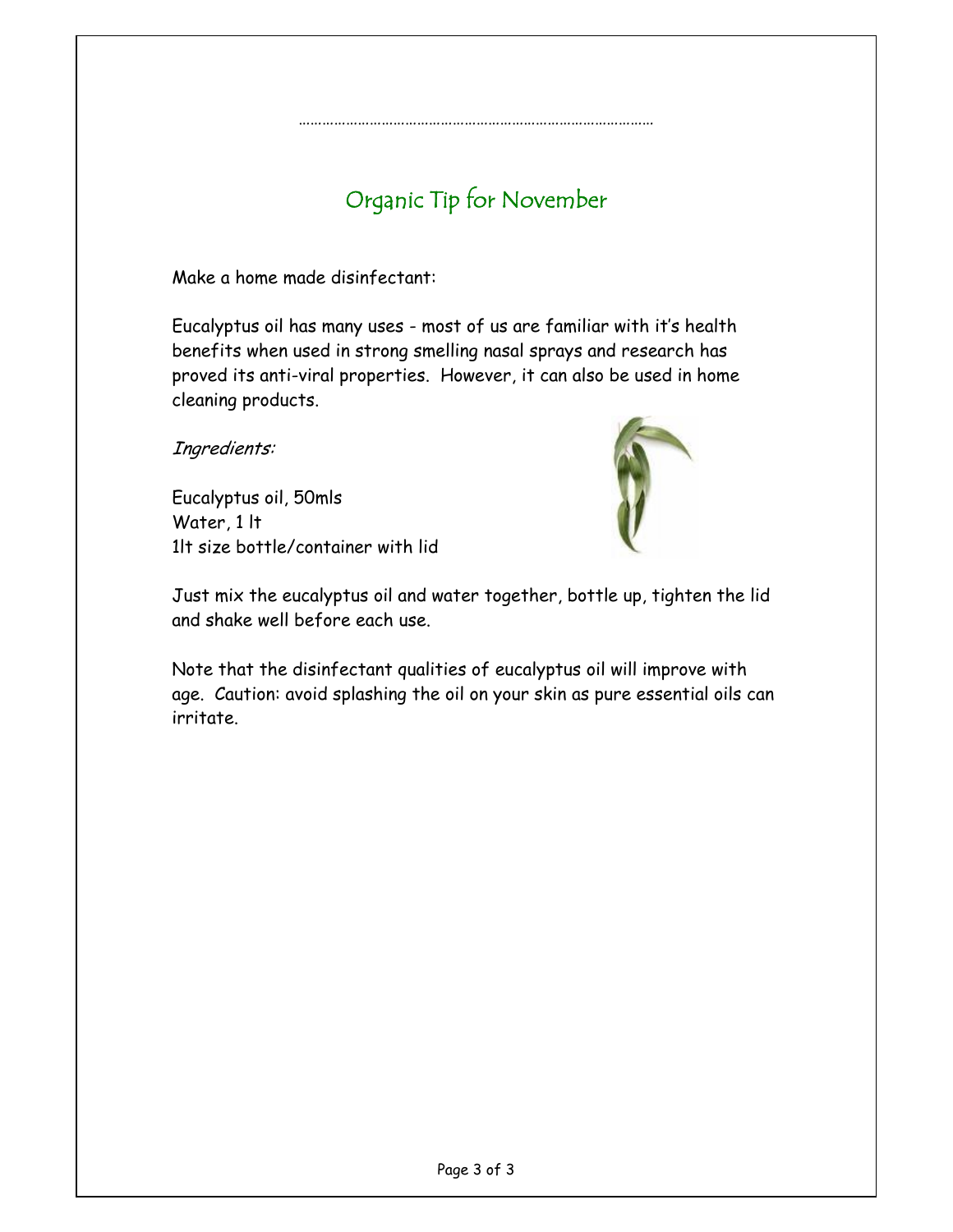……………………………………………………………………………

## Organic Tip for November

Make a home made disinfectant:

Eucalyptus oil has many uses - most of us are familiar with it's health benefits when used in strong smelling nasal sprays and research has proved its anti-viral properties. However, it can also be used in home cleaning products.

*Ingredients:*

Eucalyptus oil, 50mls
Water, 1 lt
1lt size bottle/container with lid

Just mix the eucalyptus oil and water together, bottle up, tighten the lid and shake well before each use.

Note that the disinfectant qualities of eucalyptus oil will improve with age. Caution: avoid splashing the oil on your skin as pure essential oils can irritate.